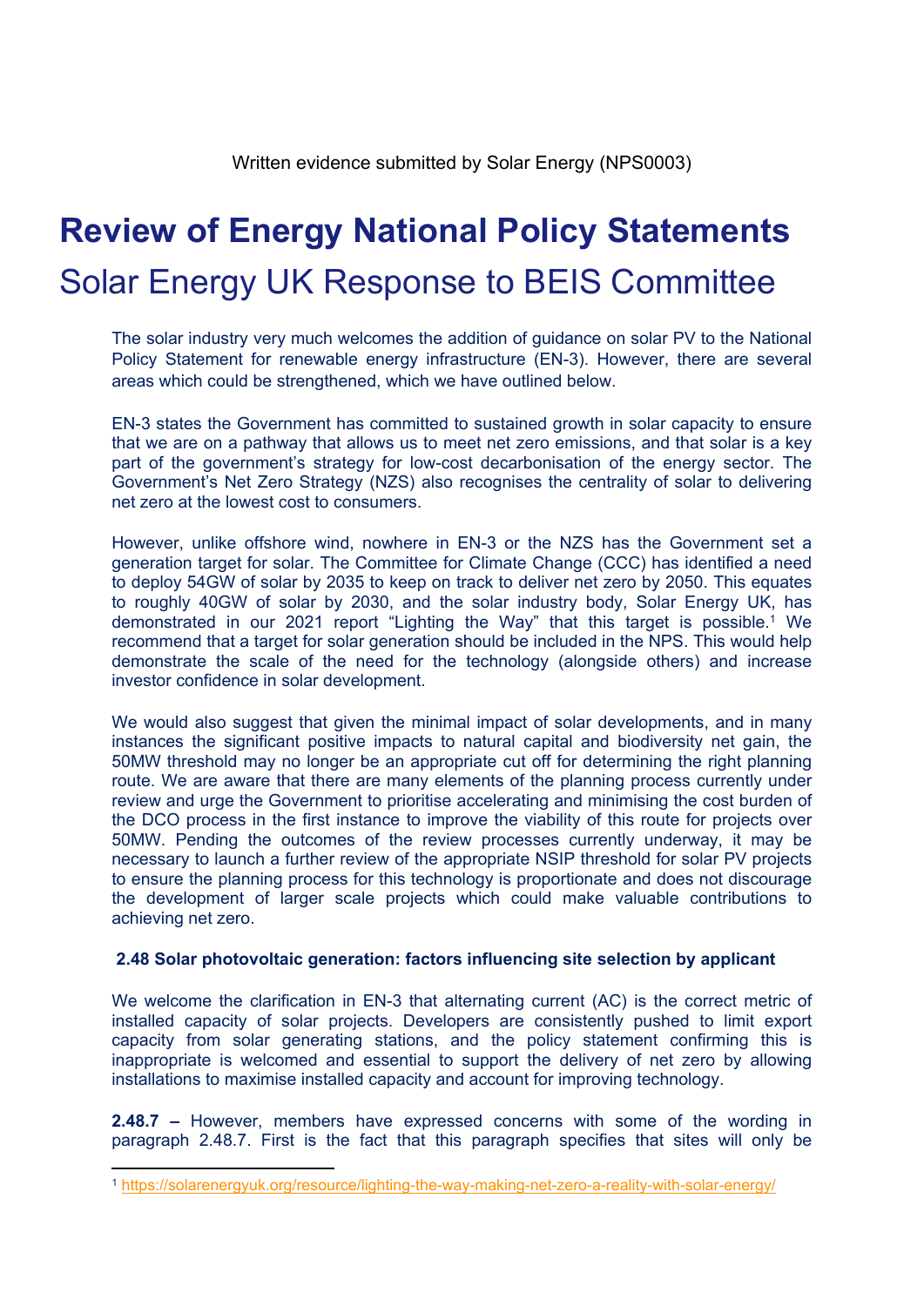Written evidence submitted by Solar Energy (NPS0003)

# Review of Energy National Policy Statements

## Solar Energy UK Response to BEIS Committee

The solar industry very much welcomes the addition of guidance on solar PV to the National Policy Statement for renewable energy infrastructure (EN-3). However, there are several areas which could be strengthened, which we have outlined below.

EN-3 states the Government has committed to sustained growth in solar capacity to ensure that we are on a pathway that allows us to meet net zero emissions, and that solar is a key part of the government's strategy for low-cost decarbonisation of the energy sector. The Government's Net Zero Strategy (NZS) also recognises the centrality of solar to delivering net zero at the lowest cost to consumers.

However, unlike offshore wind, nowhere in EN-3 or the NZS has the Government set a generation target for solar. The Committee for Climate Change (CCC) has identified a need to deploy 54GW of solar by 2035 to keep on track to deliver net zero by 2050. This equates to roughly 40GW of solar by 2030, and the solar industry body, Solar Energy UK, has demonstrated in our 2021 report "Lighting the Way" that this target is possible.[1] We recommend that a target for solar generation should be included in the NPS. This would help demonstrate the scale of the need for the technology (alongside others) and increase investor confidence in solar development.

We would also suggest that given the minimal impact of solar developments, and in many instances the significant positive impacts to natural capital and biodiversity net gain, the 50MW threshold may no longer be an appropriate cut off for determining the right planning route. We are aware that there are many elements of the planning process currently under review and urge the Government to prioritise accelerating and minimising the cost burden of the DCO process in the first instance to improve the viability of this route for projects over 50MW. Pending the outcomes of the review processes currently underway, it may be necessary to launch a further review of the appropriate NSIP threshold for solar PV projects to ensure the planning process for this technology is proportionate and does not discourage the development of larger scale projects which could make valuable contributions to achieving net zero.

### 2.48 Solar photovoltaic generation: factors influencing site selection by applicant

We welcome the clarification in EN-3 that alternating current (AC) is the correct metric of installed capacity of solar projects. Developers are consistently pushed to limit export capacity from solar generating stations, and the policy statement confirming this is inappropriate is welcomed and essential to support the delivery of net zero by allowing installations to maximise installed capacity and account for improving technology.

**2.48.7 –** However, members have expressed concerns with some of the wording in paragraph 2.48.7. First is the fact that this paragraph specifies that sites will only be

[1] https://solarenergyuk.org/resource/lighting-the-way-making-net-zero-a-reality-with-solar-energy/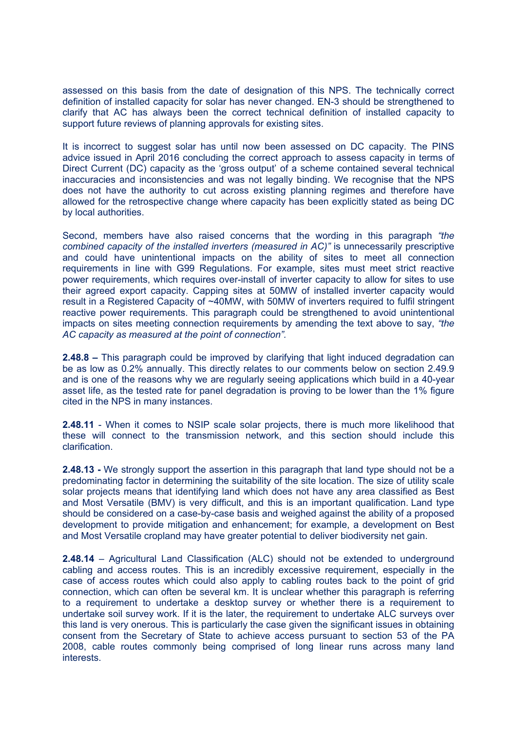assessed on this basis from the date of designation of this NPS. The technically correct definition of installed capacity for solar has never changed. EN-3 should be strengthened to clarify that AC has always been the correct technical definition of installed capacity to support future reviews of planning approvals for existing sites.

It is incorrect to suggest solar has until now been assessed on DC capacity. The PINS advice issued in April 2016 concluding the correct approach to assess capacity in terms of Direct Current (DC) capacity as the 'gross output' of a scheme contained several technical inaccuracies and inconsistencies and was not legally binding. We recognise that the NPS does not have the authority to cut across existing planning regimes and therefore have allowed for the retrospective change where capacity has been explicitly stated as being DC by local authorities.

Second, members have also raised concerns that the wording in this paragraph *"the combined capacity of the installed inverters (measured in AC)"* is unnecessarily prescriptive and could have unintentional impacts on the ability of sites to meet all connection requirements in line with G99 Regulations. For example, sites must meet strict reactive power requirements, which requires over-install of inverter capacity to allow for sites to use their agreed export capacity. Capping sites at 50MW of installed inverter capacity would result in a Registered Capacity of ~40MW, with 50MW of inverters required to fulfil stringent reactive power requirements. This paragraph could be strengthened to avoid unintentional impacts on sites meeting connection requirements by amending the text above to say, *"the AC capacity as measured at the point of connection".*

**2.48.8 –** This paragraph could be improved by clarifying that light induced degradation can be as low as 0.2% annually. This directly relates to our comments below on section 2.49.9 and is one of the reasons why we are regularly seeing applications which build in a 40-year asset life, as the tested rate for panel degradation is proving to be lower than the 1% figure cited in the NPS in many instances.

**2.48.11** - When it comes to NSIP scale solar projects, there is much more likelihood that these will connect to the transmission network, and this section should include this clarification.

**2.48.13 -** We strongly support the assertion in this paragraph that land type should not be a predominating factor in determining the suitability of the site location. The size of utility scale solar projects means that identifying land which does not have any area classified as Best and Most Versatile (BMV) is very difficult, and this is an important qualification. Land type should be considered on a case-by-case basis and weighed against the ability of a proposed development to provide mitigation and enhancement; for example, a development on Best and Most Versatile cropland may have greater potential to deliver biodiversity net gain.

**2.48.14** – Agricultural Land Classification (ALC) should not be extended to underground cabling and access routes. This is an incredibly excessive requirement, especially in the case of access routes which could also apply to cabling routes back to the point of grid connection, which can often be several km. It is unclear whether this paragraph is referring to a requirement to undertake a desktop survey or whether there is a requirement to undertake soil survey work. If it is the later, the requirement to undertake ALC surveys over this land is very onerous. This is particularly the case given the significant issues in obtaining consent from the Secretary of State to achieve access pursuant to section 53 of the PA 2008, cable routes commonly being comprised of long linear runs across many land interests.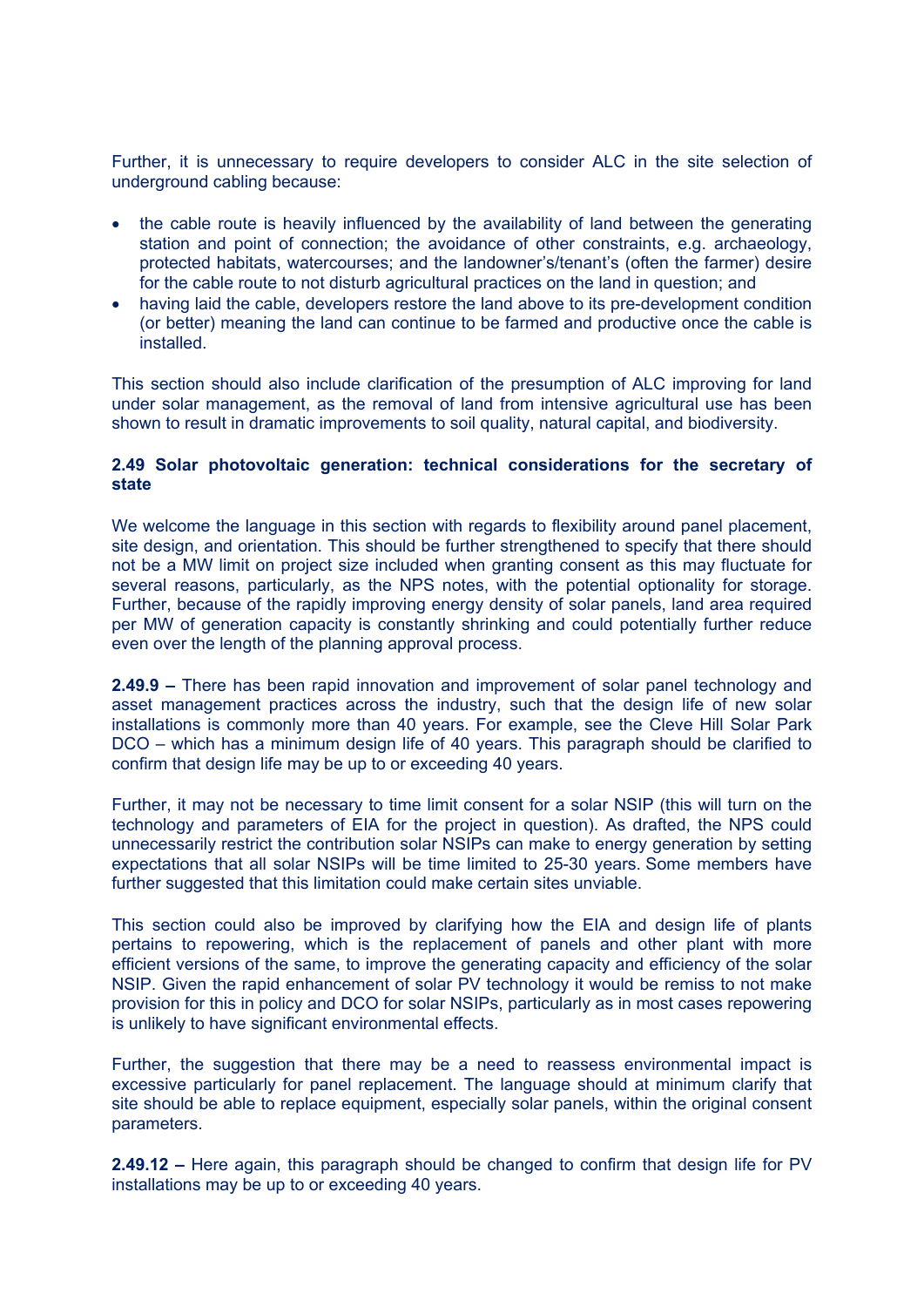Further, it is unnecessary to require developers to consider ALC in the site selection of underground cabling because:

- the cable route is heavily influenced by the availability of land between the generating station and point of connection; the avoidance of other constraints, e.g. archaeology, protected habitats, watercourses; and the landowner's/tenant's (often the farmer) desire for the cable route to not disturb agricultural practices on the land in question; and
- having laid the cable, developers restore the land above to its pre-development condition (or better) meaning the land can continue to be farmed and productive once the cable is installed.

This section should also include clarification of the presumption of ALC improving for land under solar management, as the removal of land from intensive agricultural use has been shown to result in dramatic improvements to soil quality, natural capital, and biodiversity.

**2.49 Solar photovoltaic generation: technical considerations for the secretary of state**

We welcome the language in this section with regards to flexibility around panel placement, site design, and orientation. This should be further strengthened to specify that there should not be a MW limit on project size included when granting consent as this may fluctuate for several reasons, particularly, as the NPS notes, with the potential optionality for storage. Further, because of the rapidly improving energy density of solar panels, land area required per MW of generation capacity is constantly shrinking and could potentially further reduce even over the length of the planning approval process.

**2.49.9 –** There has been rapid innovation and improvement of solar panel technology and asset management practices across the industry, such that the design life of new solar installations is commonly more than 40 years. For example, see the Cleve Hill Solar Park DCO – which has a minimum design life of 40 years. This paragraph should be clarified to confirm that design life may be up to or exceeding 40 years.

Further, it may not be necessary to time limit consent for a solar NSIP (this will turn on the technology and parameters of EIA for the project in question). As drafted, the NPS could unnecessarily restrict the contribution solar NSIPs can make to energy generation by setting expectations that all solar NSIPs will be time limited to 25-30 years. Some members have further suggested that this limitation could make certain sites unviable.

This section could also be improved by clarifying how the EIA and design life of plants pertains to repowering, which is the replacement of panels and other plant with more efficient versions of the same, to improve the generating capacity and efficiency of the solar NSIP. Given the rapid enhancement of solar PV technology it would be remiss to not make provision for this in policy and DCO for solar NSIPs, particularly as in most cases repowering is unlikely to have significant environmental effects.

Further, the suggestion that there may be a need to reassess environmental impact is excessive particularly for panel replacement. The language should at minimum clarify that site should be able to replace equipment, especially solar panels, within the original consent parameters.

**2.49.12 –** Here again, this paragraph should be changed to confirm that design life for PV installations may be up to or exceeding 40 years.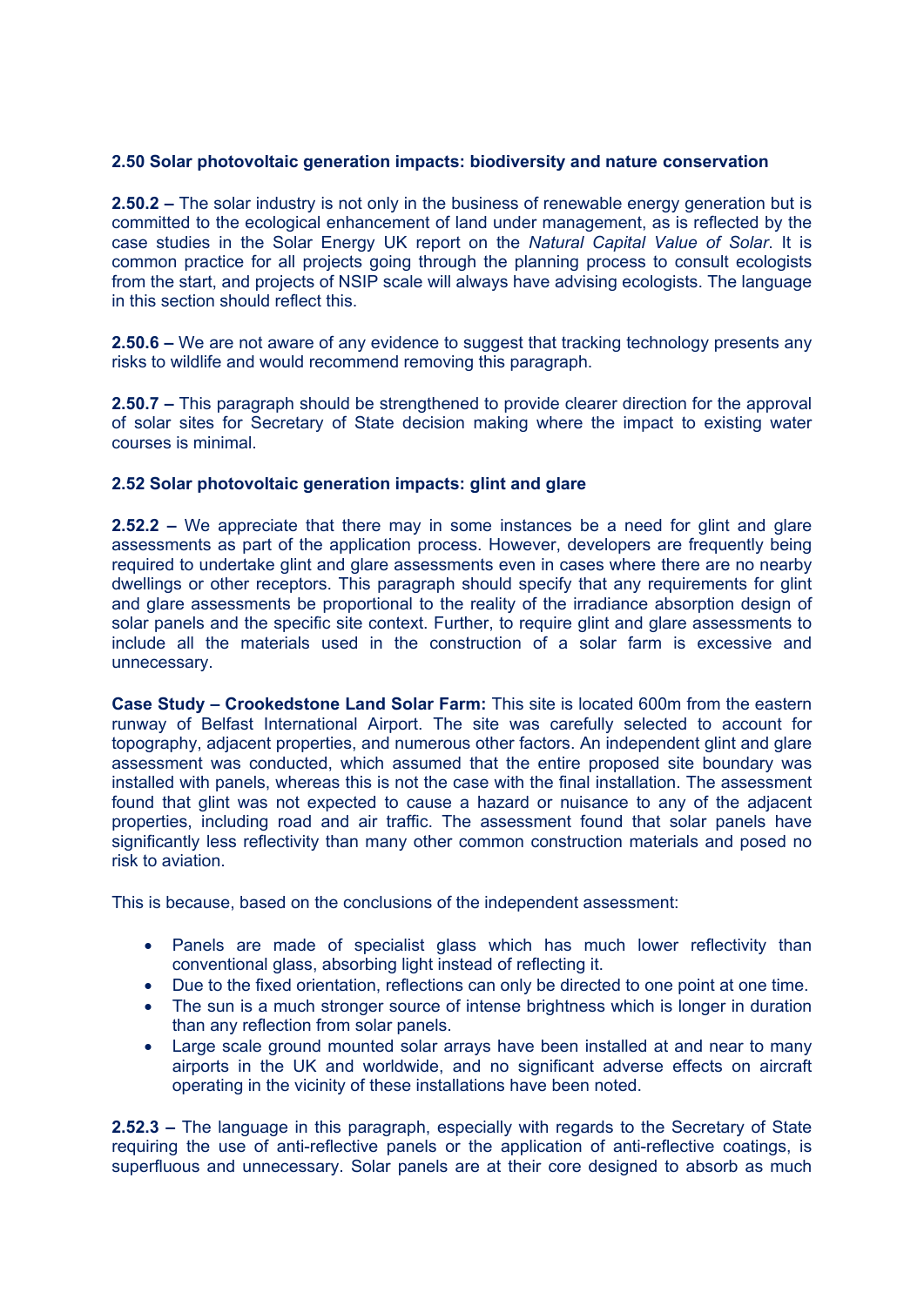**2.50 Solar photovoltaic generation impacts: biodiversity and nature conservation**

**2.50.2 –** The solar industry is not only in the business of renewable energy generation but is committed to the ecological enhancement of land under management, as is reflected by the case studies in the Solar Energy UK report on the *Natural Capital Value of Solar*. It is common practice for all projects going through the planning process to consult ecologists from the start, and projects of NSIP scale will always have advising ecologists. The language in this section should reflect this.

**2.50.6 –** We are not aware of any evidence to suggest that tracking technology presents any risks to wildlife and would recommend removing this paragraph.

**2.50.7 –** This paragraph should be strengthened to provide clearer direction for the approval of solar sites for Secretary of State decision making where the impact to existing water courses is minimal.

**2.52 Solar photovoltaic generation impacts: glint and glare**

**2.52.2 –** We appreciate that there may in some instances be a need for glint and glare assessments as part of the application process. However, developers are frequently being required to undertake glint and glare assessments even in cases where there are no nearby dwellings or other receptors. This paragraph should specify that any requirements for glint and glare assessments be proportional to the reality of the irradiance absorption design of solar panels and the specific site context. Further, to require glint and glare assessments to include all the materials used in the construction of a solar farm is excessive and unnecessary.

**Case Study – Crookedstone Land Solar Farm:** This site is located 600m from the eastern runway of Belfast International Airport. The site was carefully selected to account for topography, adjacent properties, and numerous other factors. An independent glint and glare assessment was conducted, which assumed that the entire proposed site boundary was installed with panels, whereas this is not the case with the final installation. The assessment found that glint was not expected to cause a hazard or nuisance to any of the adjacent properties, including road and air traffic. The assessment found that solar panels have significantly less reflectivity than many other common construction materials and posed no risk to aviation.

This is because, based on the conclusions of the independent assessment:

- Panels are made of specialist glass which has much lower reflectivity than conventional glass, absorbing light instead of reflecting it.
- Due to the fixed orientation, reflections can only be directed to one point at one time.
- The sun is a much stronger source of intense brightness which is longer in duration than any reflection from solar panels.
- Large scale ground mounted solar arrays have been installed at and near to many airports in the UK and worldwide, and no significant adverse effects on aircraft operating in the vicinity of these installations have been noted.

**2.52.3 –** The language in this paragraph, especially with regards to the Secretary of State requiring the use of anti-reflective panels or the application of anti-reflective coatings, is superfluous and unnecessary. Solar panels are at their core designed to absorb as much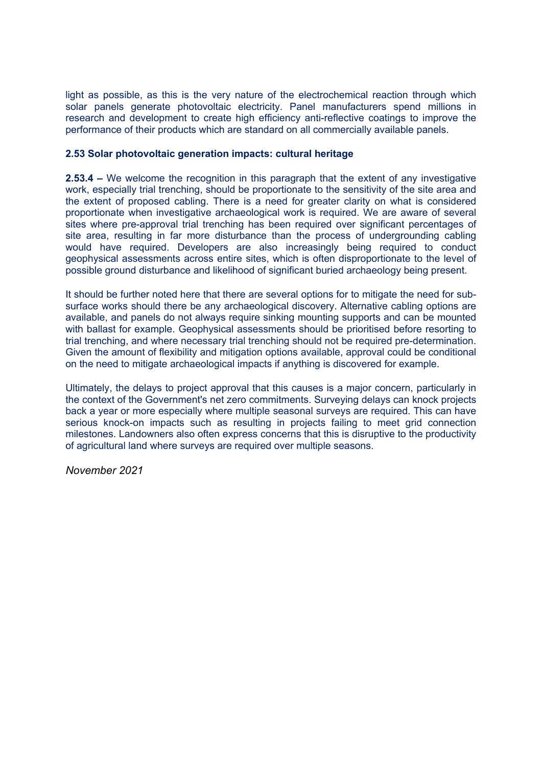light as possible, as this is the very nature of the electrochemical reaction through which solar panels generate photovoltaic electricity. Panel manufacturers spend millions in research and development to create high efficiency anti-reflective coatings to improve the performance of their products which are standard on all commercially available panels.

### 2.53 Solar photovoltaic generation impacts: cultural heritage

**2.53.4 –** We welcome the recognition in this paragraph that the extent of any investigative work, especially trial trenching, should be proportionate to the sensitivity of the site area and the extent of proposed cabling. There is a need for greater clarity on what is considered proportionate when investigative archaeological work is required. We are aware of several sites where pre-approval trial trenching has been required over significant percentages of site area, resulting in far more disturbance than the process of undergrounding cabling would have required. Developers are also increasingly being required to conduct geophysical assessments across entire sites, which is often disproportionate to the level of possible ground disturbance and likelihood of significant buried archaeology being present.

It should be further noted here that there are several options for to mitigate the need for sub-surface works should there be any archaeological discovery. Alternative cabling options are available, and panels do not always require sinking mounting supports and can be mounted with ballast for example. Geophysical assessments should be prioritised before resorting to trial trenching, and where necessary trial trenching should not be required pre-determination. Given the amount of flexibility and mitigation options available, approval could be conditional on the need to mitigate archaeological impacts if anything is discovered for example.

Ultimately, the delays to project approval that this causes is a major concern, particularly in the context of the Government's net zero commitments. Surveying delays can knock projects back a year or more especially where multiple seasonal surveys are required. This can have serious knock-on impacts such as resulting in projects failing to meet grid connection milestones. Landowners also often express concerns that this is disruptive to the productivity of agricultural land where surveys are required over multiple seasons.

*November 2021*